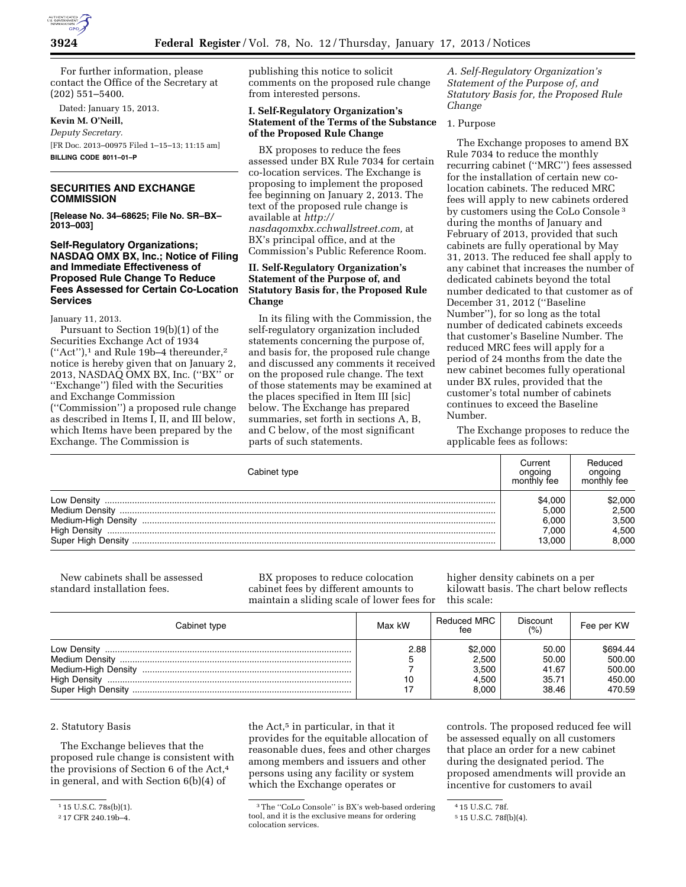For further information, please contact the Office of the Secretary at (202) 551–5400.

Dated: January 15, 2013.

**Kevin M. O'Neill,**

*Deputy Secretary.*

[FR Doc. 2013–00975 Filed 1–15–13; 11:15 am]

**BILLING CODE 8011–01–P**

## SECURITIES AND EXCHANGE COMMISSION

**[Release No. 34–68625; File No. SR–BX–2013–003]**

## Self-Regulatory Organizations; NASDAQ OMX BX, Inc.; Notice of Filing and Immediate Effectiveness of Proposed Rule Change To Reduce Fees Assessed for Certain Co-Location Services

January 11, 2013.

Pursuant to Section 19(b)(1) of the Securities Exchange Act of 1934 (''Act''),[1] and Rule 19b–4 thereunder,[2] notice is hereby given that on January 2, 2013, NASDAQ OMX BX, Inc. (''BX'' or ''Exchange'') filed with the Securities and Exchange Commission (''Commission'') a proposed rule change as described in Items I, II, and III below, which Items have been prepared by the Exchange. The Commission is publishing this notice to solicit comments on the proposed rule change from interested persons.

### I. Self-Regulatory Organization's Statement of the Terms of the Substance of the Proposed Rule Change

BX proposes to reduce the fees assessed under BX Rule 7034 for certain co-location services. The Exchange is proposing to implement the proposed fee beginning on January 2, 2013. The text of the proposed rule change is available at *http://nasdaqomxbx.cchwallstreet.com,* at BX's principal office, and at the Commission's Public Reference Room.

### II. Self-Regulatory Organization's Statement of the Purpose of, and Statutory Basis for, the Proposed Rule Change

In its filing with the Commission, the self-regulatory organization included statements concerning the purpose of, and basis for, the proposed rule change and discussed any comments it received on the proposed rule change. The text of those statements may be examined at the places specified in Item III [sic] below. The Exchange has prepared summaries, set forth in sections A, B, and C below, of the most significant parts of such statements.

#### *A. Self-Regulatory Organization's Statement of the Purpose of, and Statutory Basis for, the Proposed Rule Change*

1. Purpose

The Exchange proposes to amend BX Rule 7034 to reduce the monthly recurring cabinet (''MRC'') fees assessed for the installation of certain new co-location cabinets. The reduced MRC fees will apply to new cabinets ordered by customers using the CoLo Console[3] during the months of January and February of 2013, provided that such cabinets are fully operational by May 31, 2013. The reduced fee shall apply to any cabinet that increases the number of dedicated cabinets beyond the total number dedicated to that customer as of December 31, 2012 (''Baseline Number''), for so long as the total number of dedicated cabinets exceeds that customer's Baseline Number. The reduced MRC fees will apply for a period of 24 months from the date the new cabinet becomes fully operational under BX rules, provided that the customer's total number of cabinets continues to exceed the Baseline Number.

The Exchange proposes to reduce the applicable fees as follows:

| Cabinet type | Current ongoing monthly fee | Reduced ongoing monthly fee |
|---|---|---|
| Low Density | $4,000 | $2,000 |
| Medium Density | 5,000 | 2,500 |
| Medium-High Density | 6,000 | 3,500 |
| High Density | 7,000 | 4,500 |
| Super High Density | 13,000 | 8,000 |

New cabinets shall be assessed standard installation fees.

BX proposes to reduce colocation cabinet fees by different amounts to maintain a sliding scale of lower fees for higher density cabinets on a per kilowatt basis. The chart below reflects this scale:

| Cabinet type | Max kW | Reduced MRC fee | Discount (%) | Fee per KW |
|---|---|---|---|---|
| Low Density | 2.88 | $2,000 | 50.00 | $694.44 |
| Medium Density | 5 | 2,500 | 50.00 | 500.00 |
| Medium-High Density | 7 | 3,500 | 41.67 | 500.00 |
| High Density | 10 | 4,500 | 35.71 | 450.00 |
| Super High Density | 17 | 8,000 | 38.46 | 470.59 |

2. Statutory Basis

The Exchange believes that the proposed rule change is consistent with the provisions of Section 6 of the Act,[4] in general, and with Section 6(b)(4) of the Act,[5] in particular, in that it provides for the equitable allocation of reasonable dues, fees and other charges among members and issuers and other persons using any facility or system which the Exchange operates or controls. The proposed reduced fee will be assessed equally on all customers that place an order for a new cabinet during the designated period. The proposed amendments will provide an incentive for customers to avail

[1] 15 U.S.C. 78s(b)(1).

[2] 17 CFR 240.19b–4.

[3] The ''CoLo Console'' is BX's web-based ordering tool, and it is the exclusive means for ordering colocation services.

[4] 15 U.S.C. 78f.

[5] 15 U.S.C. 78f(b)(4).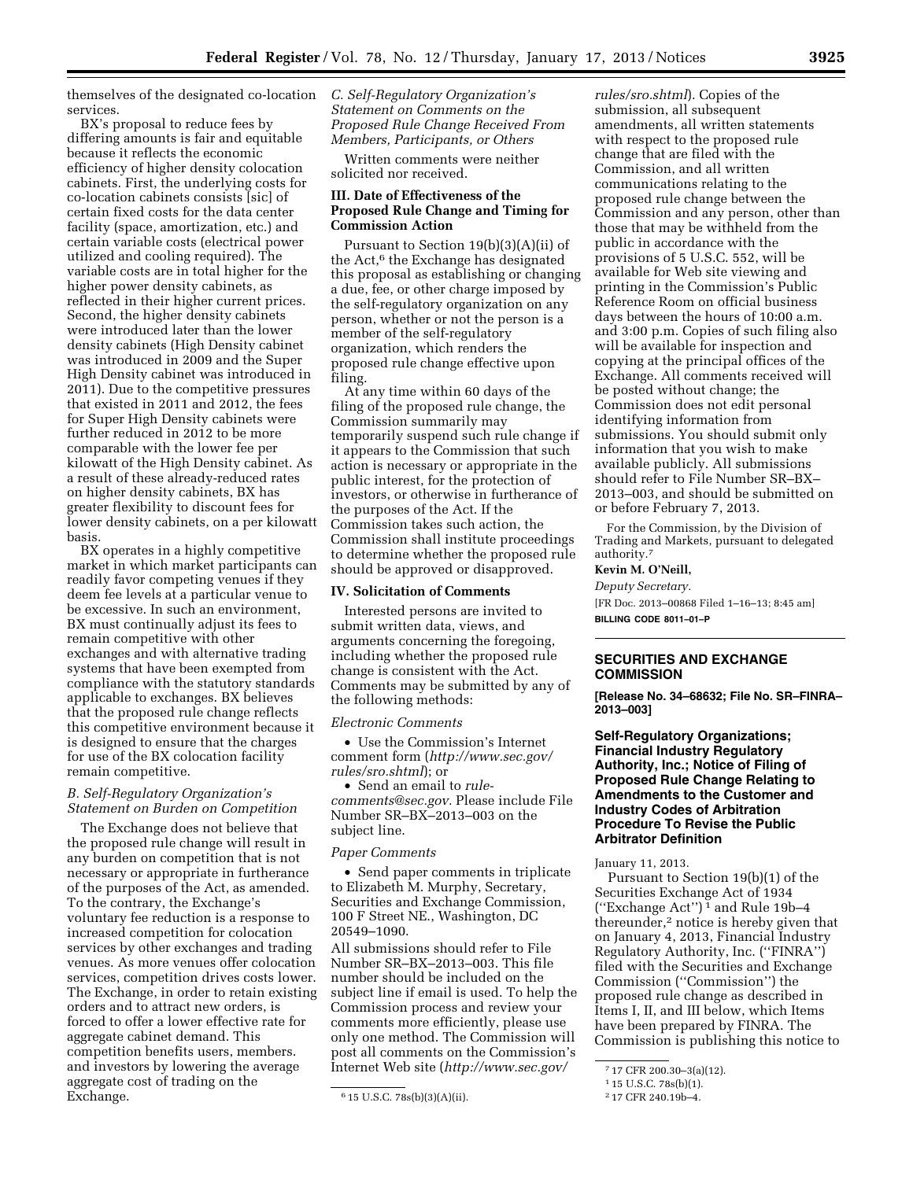themselves of the designated co-location services.

BX's proposal to reduce fees by differing amounts is fair and equitable because it reflects the economic efficiency of higher density colocation cabinets. First, the underlying costs for co-location cabinets consists [sic] of certain fixed costs for the data center facility (space, amortization, etc.) and certain variable costs (electrical power utilized and cooling required). The variable costs are in total higher for the higher power density cabinets, as reflected in their higher current prices. Second, the higher density cabinets were introduced later than the lower density cabinets (High Density cabinet was introduced in 2009 and the Super High Density cabinet was introduced in 2011). Due to the competitive pressures that existed in 2011 and 2012, the fees for Super High Density cabinets were further reduced in 2012 to be more comparable with the lower fee per kilowatt of the High Density cabinet. As a result of these already-reduced rates on higher density cabinets, BX has greater flexibility to discount fees for lower density cabinets, on a per kilowatt basis.

BX operates in a highly competitive market in which market participants can readily favor competing venues if they deem fee levels at a particular venue to be excessive. In such an environment, BX must continually adjust its fees to remain competitive with other exchanges and with alternative trading systems that have been exempted from compliance with the statutory standards applicable to exchanges. BX believes that the proposed rule change reflects this competitive environment because it is designed to ensure that the charges for use of the BX colocation facility remain competitive.

### *B. Self-Regulatory Organization's Statement on Burden on Competition*

The Exchange does not believe that the proposed rule change will result in any burden on competition that is not necessary or appropriate in furtherance of the purposes of the Act, as amended. To the contrary, the Exchange's voluntary fee reduction is a response to increased competition for colocation services by other exchanges and trading venues. As more venues offer colocation services, competition drives costs lower. The Exchange, in order to retain existing orders and to attract new orders, is forced to offer a lower effective rate for aggregate cabinet demand. This competition benefits users, members. and investors by lowering the average aggregate cost of trading on the Exchange.

### *C. Self-Regulatory Organization's Statement on Comments on the Proposed Rule Change Received From Members, Participants, or Others*

Written comments were neither solicited nor received.

## III. Date of Effectiveness of the Proposed Rule Change and Timing for Commission Action

Pursuant to Section 19(b)(3)(A)(ii) of the Act,[6] the Exchange has designated this proposal as establishing or changing a due, fee, or other charge imposed by the self-regulatory organization on any person, whether or not the person is a member of the self-regulatory organization, which renders the proposed rule change effective upon filing.

At any time within 60 days of the filing of the proposed rule change, the Commission summarily may temporarily suspend such rule change if it appears to the Commission that such action is necessary or appropriate in the public interest, for the protection of investors, or otherwise in furtherance of the purposes of the Act. If the Commission takes such action, the Commission shall institute proceedings to determine whether the proposed rule should be approved or disapproved.

## IV. Solicitation of Comments

Interested persons are invited to submit written data, views, and arguments concerning the foregoing, including whether the proposed rule change is consistent with the Act. Comments may be submitted by any of the following methods:

*Electronic Comments*

- Use the Commission's Internet comment form (*http://www.sec.gov/rules/sro.shtml*); or
- Send an email to *rule-comments@sec.gov.* Please include File Number SR–BX–2013–003 on the subject line.

*Paper Comments*

- Send paper comments in triplicate to Elizabeth M. Murphy, Secretary, Securities and Exchange Commission, 100 F Street NE., Washington, DC 20549–1090.

All submissions should refer to File Number SR–BX–2013–003. This file number should be included on the subject line if email is used. To help the Commission process and review your comments more efficiently, please use only one method. The Commission will post all comments on the Commission's Internet Web site (*http://www.sec.gov/rules/sro.shtml*). Copies of the submission, all subsequent amendments, all written statements with respect to the proposed rule change that are filed with the Commission, and all written communications relating to the proposed rule change between the Commission and any person, other than those that may be withheld from the public in accordance with the provisions of 5 U.S.C. 552, will be available for Web site viewing and printing in the Commission's Public Reference Room on official business days between the hours of 10:00 a.m. and 3:00 p.m. Copies of such filing also will be available for inspection and copying at the principal offices of the Exchange. All comments received will be posted without change; the Commission does not edit personal identifying information from submissions. You should submit only information that you wish to make available publicly. All submissions should refer to File Number SR–BX–2013–003, and should be submitted on or before February 7, 2013.

For the Commission, by the Division of Trading and Markets, pursuant to delegated authority.[7]

**Kevin M. O'Neill,**

*Deputy Secretary.*

[FR Doc. 2013–00868 Filed 1–16–13; 8:45 am]

**BILLING CODE 8011–01–P**

---

## SECURITIES AND EXCHANGE COMMISSION

**[Release No. 34–68632; File No. SR–FINRA–2013–003]**

## Self-Regulatory Organizations; Financial Industry Regulatory Authority, Inc.; Notice of Filing of Proposed Rule Change Relating to Amendments to the Customer and Industry Codes of Arbitration Procedure To Revise the Public Arbitrator Definition

January 11, 2013.

Pursuant to Section 19(b)(1) of the Securities Exchange Act of 1934 ("Exchange Act")[1] and Rule 19b–4 thereunder,[2] notice is hereby given that on January 4, 2013, Financial Industry Regulatory Authority, Inc. ("FINRA") filed with the Securities and Exchange Commission ("Commission") the proposed rule change as described in Items I, II, and III below, which Items have been prepared by FINRA. The Commission is publishing this notice to

---

[6] 15 U.S.C. 78s(b)(3)(A)(ii).

[7] 17 CFR 200.30–3(a)(12).

[1] 15 U.S.C. 78s(b)(1).

[2] 17 CFR 240.19b–4.